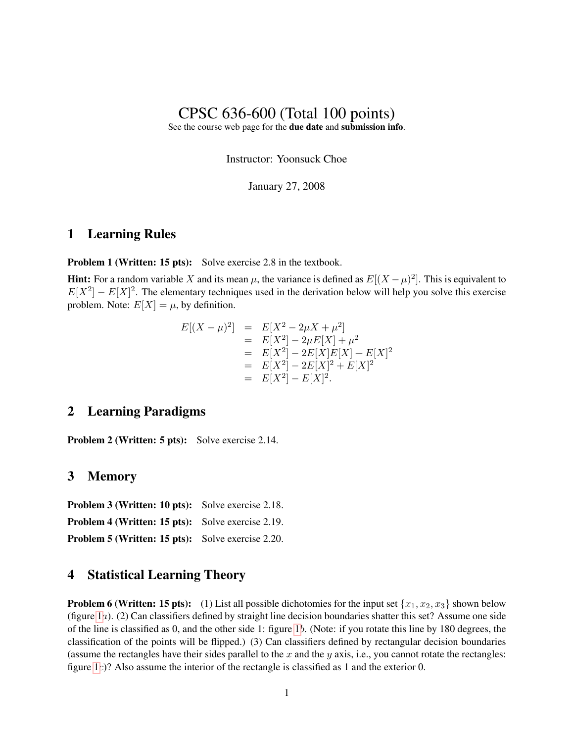# CPSC 636-600 (Total 100 points)

See the course web page for the **due date** and **submission info**.

Instructor: Yoonsuck Choe

January 27, 2008

## 1 Learning Rules

**Problem 1 (Written: 15 pts):** Solve exercise 2.8 in the textbook.

**Hint:** For a random variable $X$ and its mean $\mu$, the variance is defined as $E[(X-\mu)^2]$. This is equivalent to $E[X^2] - E[X]^2$. The elementary techniques used in the derivation below will help you solve this exercise problem. Note: $E[X] = \mu$, by definition.

$$
\begin{aligned}
E[(X-\mu)^2] &= E[X^2 - 2\mu X + \mu^2] \\
&= E[X^2] - 2\mu E[X] + \mu^2 \\
&= E[X^2] - 2E[X]E[X] + E[X]^2 \\
&= E[X^2] - 2E[X]^2 + E[X]^2 \\
&= E[X^2] - E[X]^2.
\end{aligned}
$$

## 2 Learning Paradigms

**Problem 2 (Written: 5 pts):** Solve exercise 2.14.

## 3 Memory

**Problem 3 (Written: 10 pts):** Solve exercise 2.18.

**Problem 4 (Written: 15 pts):** Solve exercise 2.19.

**Problem 5 (Written: 15 pts):** Solve exercise 2.20.

## 4 Statistical Learning Theory

**Problem 6 (Written: 15 pts):** (1) List all possible dichotomies for the input set $\{x_1, x_2, x_3\}$ shown below (figure 1a). (2) Can classifiers defined by straight line decision boundaries shatter this set? Assume one side of the line is classified as 0, and the other side 1: figure 1b. (Note: if you rotate this line by 180 degrees, the classification of the points will be flipped.) (3) Can classifiers defined by rectangular decision boundaries (assume the rectangles have their sides parallel to the $x$ and the $y$ axis, i.e., you cannot rotate the rectangles: figure 1c)? Also assume the interior of the rectangle is classified as 1 and the exterior 0.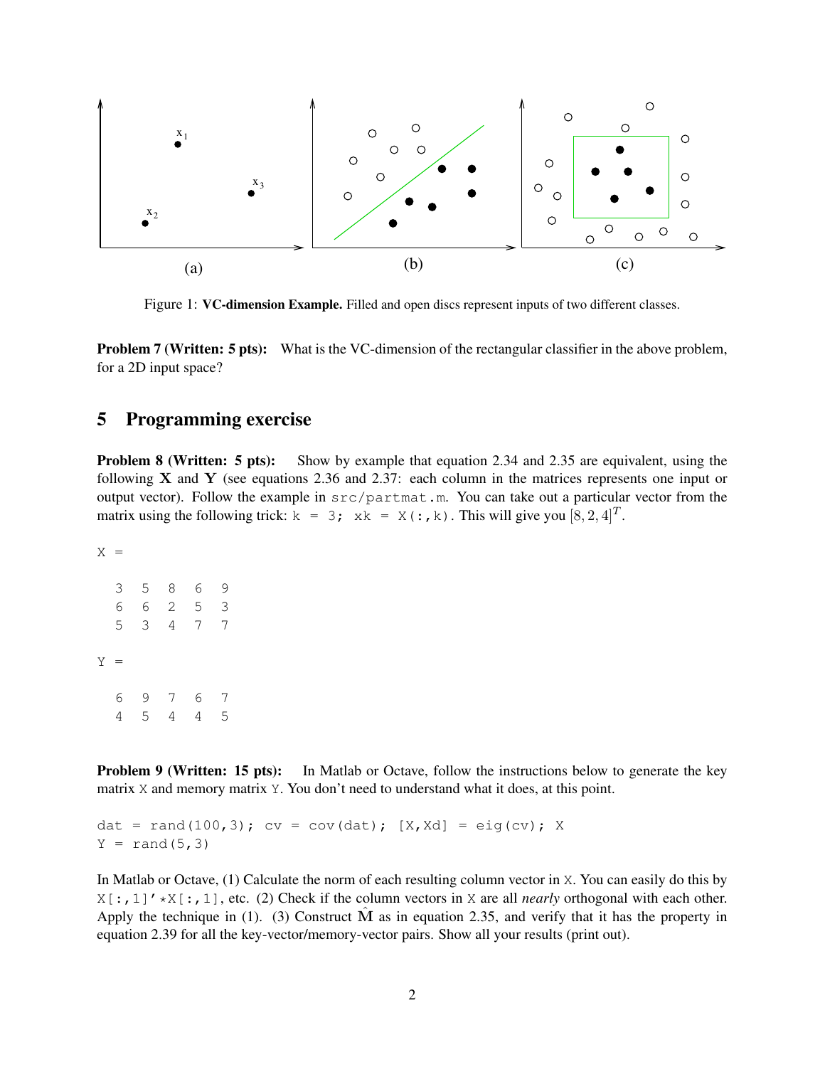(a)

(b)

(c)

Figure 1: **VC-dimension Example.** Filled and open discs represent inputs of two different classes.

**Problem 7 (Written: 5 pts):** What is the VC-dimension of the rectangular classifier in the above problem, for a 2D input space?

## 5 Programming exercise

**Problem 8 (Written: 5 pts):** Show by example that equation 2.34 and 2.35 are equivalent, using the following $\mathbf{X}$ and $\mathbf{Y}$ (see equations 2.36 and 2.37: each column in the matrices represents one input or output vector). Follow the example in `src/partmat.m`. You can take out a particular vector from the matrix using the following trick: `k = 3; xk = X(:,k)`. This will give you $[8, 2, 4]^T$.

```
X =

   3   5   8   6   9
   6   6   2   5   3
   5   3   4   7   7

Y =

   6   9   7   6   7
   4   5   4   4   5
```

**Problem 9 (Written: 15 pts):** In Matlab or Octave, follow the instructions below to generate the key matrix `X` and memory matrix `Y`. You don't need to understand what it does, at this point.

```
dat = rand(100,3); cv = cov(dat); [X,Xd] = eig(cv); X
Y = rand(5,3)
```

In Matlab or Octave, (1) Calculate the norm of each resulting column vector in `X`. You can easily do this by `X[:,1]'*X[:,1]`, etc. (2) Check if the column vectors in `X` are all *nearly* orthogonal with each other. Apply the technique in (1). (3) Construct $\hat{\mathbf{M}}$ as in equation 2.35, and verify that it has the property in equation 2.39 for all the key-vector/memory-vector pairs. Show all your results (print out).